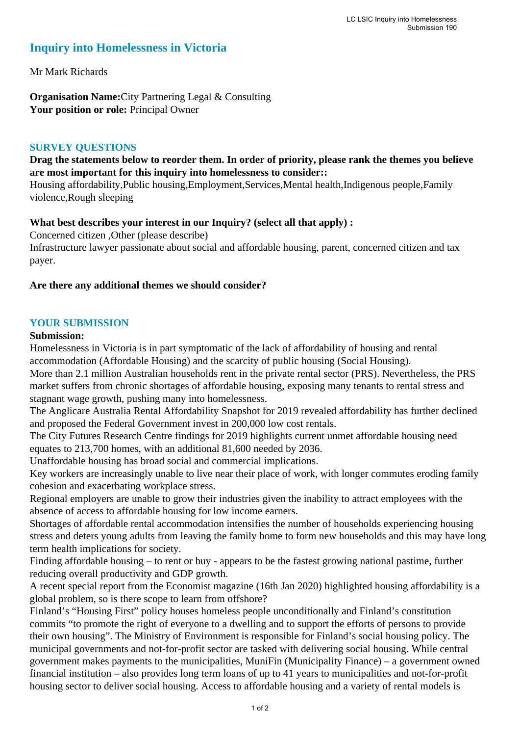# Inquiry into Homelessness in Victoria

Mr Mark Richards

**Organisation Name:** City Partnering Legal & Consulting
**Your position or role:** Principal Owner

## SURVEY QUESTIONS

**Drag the statements below to reorder them. In order of priority, please rank the themes you believe are most important for this inquiry into homelessness to consider::**
Housing affordability,Public housing,Employment,Services,Mental health,Indigenous people,Family violence,Rough sleeping

**What best describes your interest in our Inquiry? (select all that apply) :**
Concerned citizen ,Other (please describe)
Infrastructure lawyer passionate about social and affordable housing, parent, concerned citizen and tax payer.

**Are there any additional themes we should consider?**

## YOUR SUBMISSION

**Submission:**
Homelessness in Victoria is in part symptomatic of the lack of affordability of housing and rental accommodation (Affordable Housing) and the scarcity of public housing (Social Housing).
More than 2.1 million Australian households rent in the private rental sector (PRS). Nevertheless, the PRS market suffers from chronic shortages of affordable housing, exposing many tenants to rental stress and stagnant wage growth, pushing many into homelessness.
The Anglicare Australia Rental Affordability Snapshot for 2019 revealed affordability has further declined and proposed the Federal Government invest in 200,000 low cost rentals.
The City Futures Research Centre findings for 2019 highlights current unmet affordable housing need equates to 213,700 homes, with an additional 81,600 needed by 2036.
Unaffordable housing has broad social and commercial implications.
Key workers are increasingly unable to live near their place of work, with longer commutes eroding family cohesion and exacerbating workplace stress.
Regional employers are unable to grow their industries given the inability to attract employees with the absence of access to affordable housing for low income earners.
Shortages of affordable rental accommodation intensifies the number of households experiencing housing stress and deters young adults from leaving the family home to form new households and this may have long term health implications for society.
Finding affordable housing – to rent or buy - appears to be the fastest growing national pastime, further reducing overall productivity and GDP growth.
A recent special report from the Economist magazine (16th Jan 2020) highlighted housing affordability is a global problem, so is there scope to learn from offshore?
Finland's "Housing First" policy houses homeless people unconditionally and Finland's constitution commits "to promote the right of everyone to a dwelling and to support the efforts of persons to provide their own housing". The Ministry of Environment is responsible for Finland's social housing policy. The municipal governments and not-for-profit sector are tasked with delivering social housing. While central government makes payments to the municipalities, MuniFin (Municipality Finance) – a government owned financial institution – also provides long term loans of up to 41 years to municipalities and not-for-profit housing sector to deliver social housing. Access to affordable housing and a variety of rental models is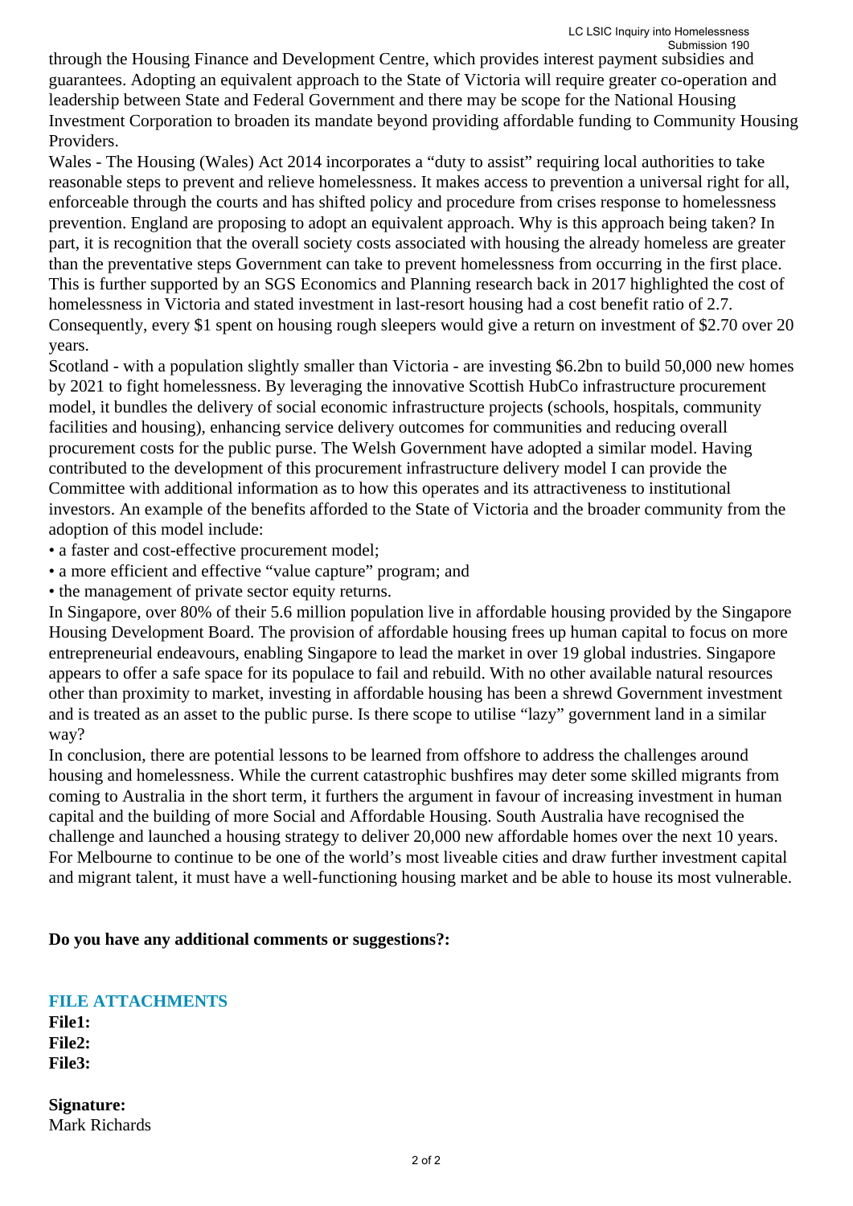through the Housing Finance and Development Centre, which provides interest payment subsidies and guarantees. Adopting an equivalent approach to the State of Victoria will require greater co-operation and leadership between State and Federal Government and there may be scope for the National Housing Investment Corporation to broaden its mandate beyond providing affordable funding to Community Housing Providers.

Wales - The Housing (Wales) Act 2014 incorporates a "duty to assist" requiring local authorities to take reasonable steps to prevent and relieve homelessness. It makes access to prevention a universal right for all, enforceable through the courts and has shifted policy and procedure from crises response to homelessness prevention. England are proposing to adopt an equivalent approach. Why is this approach being taken? In part, it is recognition that the overall society costs associated with housing the already homeless are greater than the preventative steps Government can take to prevent homelessness from occurring in the first place. This is further supported by an SGS Economics and Planning research back in 2017 highlighted the cost of homelessness in Victoria and stated investment in last-resort housing had a cost benefit ratio of 2.7. Consequently, every $1 spent on housing rough sleepers would give a return on investment of $2.70 over 20 years.

Scotland - with a population slightly smaller than Victoria - are investing $6.2bn to build 50,000 new homes by 2021 to fight homelessness. By leveraging the innovative Scottish HubCo infrastructure procurement model, it bundles the delivery of social economic infrastructure projects (schools, hospitals, community facilities and housing), enhancing service delivery outcomes for communities and reducing overall procurement costs for the public purse. The Welsh Government have adopted a similar model. Having contributed to the development of this procurement infrastructure delivery model I can provide the Committee with additional information as to how this operates and its attractiveness to institutional investors. An example of the benefits afforded to the State of Victoria and the broader community from the adoption of this model include:

- a faster and cost-effective procurement model;
- a more efficient and effective "value capture" program; and
- the management of private sector equity returns.

In Singapore, over 80% of their 5.6 million population live in affordable housing provided by the Singapore Housing Development Board. The provision of affordable housing frees up human capital to focus on more entrepreneurial endeavours, enabling Singapore to lead the market in over 19 global industries. Singapore appears to offer a safe space for its populace to fail and rebuild. With no other available natural resources other than proximity to market, investing in affordable housing has been a shrewd Government investment and is treated as an asset to the public purse. Is there scope to utilise "lazy" government land in a similar way?

In conclusion, there are potential lessons to be learned from offshore to address the challenges around housing and homelessness. While the current catastrophic bushfires may deter some skilled migrants from coming to Australia in the short term, it furthers the argument in favour of increasing investment in human capital and the building of more Social and Affordable Housing. South Australia have recognised the challenge and launched a housing strategy to deliver 20,000 new affordable homes over the next 10 years. For Melbourne to continue to be one of the world's most liveable cities and draw further investment capital and migrant talent, it must have a well-functioning housing market and be able to house its most vulnerable.

**Do you have any additional comments or suggestions?:**

## FILE ATTACHMENTS

**File1:**
**File2:**
**File3:**

**Signature:**
Mark Richards